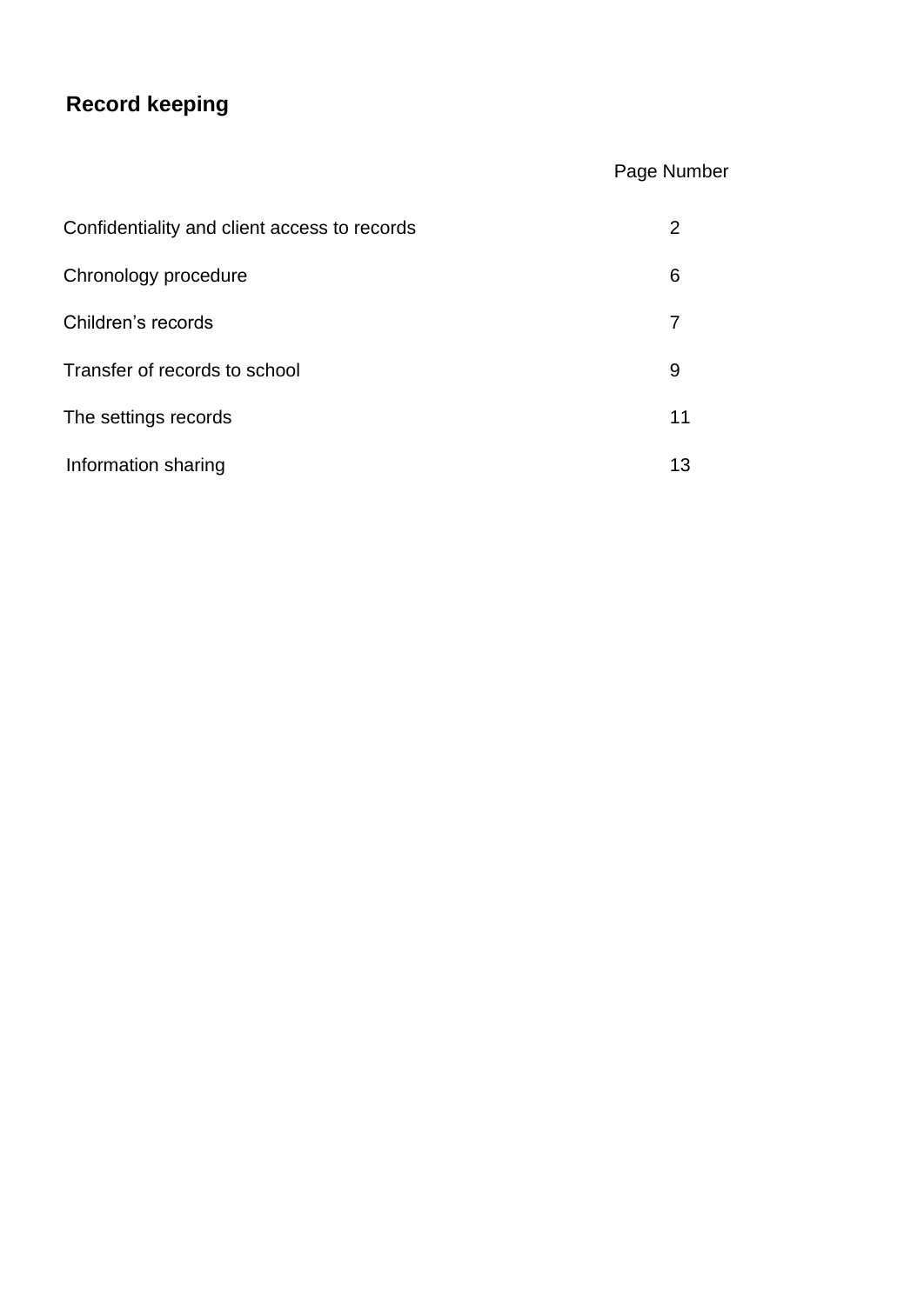# Record keeping

| | Page Number |
|---|---|
| Confidentiality and client access to records | 2 |
| Chronology procedure | 6 |
| Children's records | 7 |
| Transfer of records to school | 9 |
| The settings records | 11 |
| Information sharing | 13 |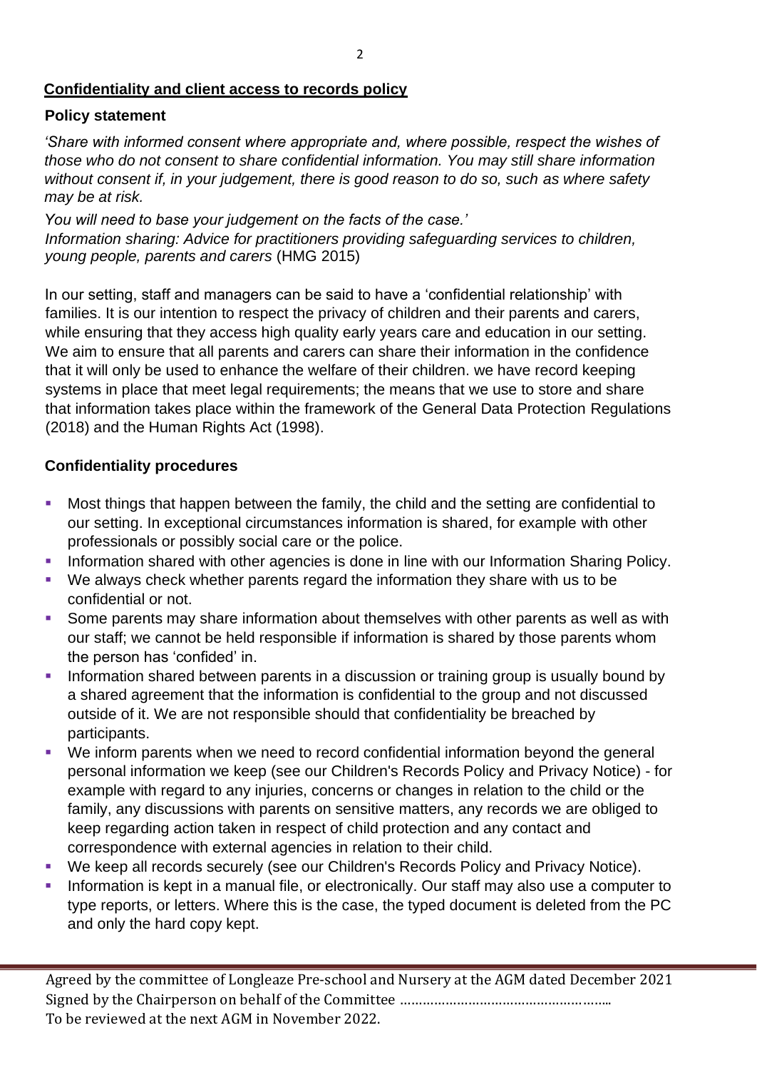## Confidentiality and client access to records policy

### Policy statement

*'Share with informed consent where appropriate and, where possible, respect the wishes of those who do not consent to share confidential information. You may still share information without consent if, in your judgement, there is good reason to do so, such as where safety may be at risk.*

*You will need to base your judgement on the facts of the case.'*
*Information sharing: Advice for practitioners providing safeguarding services to children, young people, parents and carers* (HMG 2015)

In our setting, staff and managers can be said to have a 'confidential relationship' with families. It is our intention to respect the privacy of children and their parents and carers, while ensuring that they access high quality early years care and education in our setting. We aim to ensure that all parents and carers can share their information in the confidence that it will only be used to enhance the welfare of their children. we have record keeping systems in place that meet legal requirements; the means that we use to store and share that information takes place within the framework of the General Data Protection Regulations (2018) and the Human Rights Act (1998).

### Confidentiality procedures

- Most things that happen between the family, the child and the setting are confidential to our setting. In exceptional circumstances information is shared, for example with other professionals or possibly social care or the police.
- Information shared with other agencies is done in line with our Information Sharing Policy.
- We always check whether parents regard the information they share with us to be confidential or not.
- Some parents may share information about themselves with other parents as well as with our staff; we cannot be held responsible if information is shared by those parents whom the person has 'confided' in.
- Information shared between parents in a discussion or training group is usually bound by a shared agreement that the information is confidential to the group and not discussed outside of it. We are not responsible should that confidentiality be breached by participants.
- We inform parents when we need to record confidential information beyond the general personal information we keep (see our Children's Records Policy and Privacy Notice) - for example with regard to any injuries, concerns or changes in relation to the child or the family, any discussions with parents on sensitive matters, any records we are obliged to keep regarding action taken in respect of child protection and any contact and correspondence with external agencies in relation to their child.
- We keep all records securely (see our Children's Records Policy and Privacy Notice).
- Information is kept in a manual file, or electronically. Our staff may also use a computer to type reports, or letters. Where this is the case, the typed document is deleted from the PC and only the hard copy kept.

Agreed by the committee of Longleaze Pre-school and Nursery at the AGM dated December 2021
Signed by the Chairperson on behalf of the Committee ………………………………………………..
To be reviewed at the next AGM in November 2022.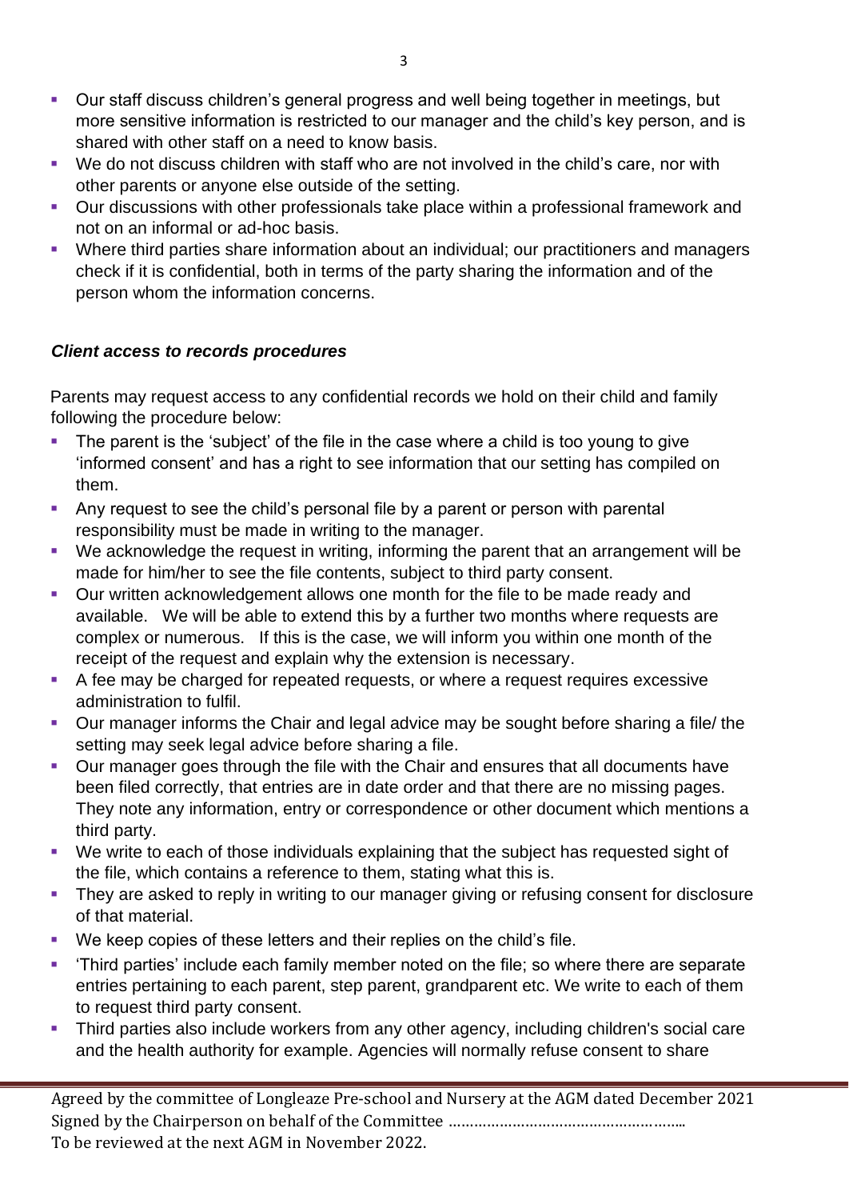- Our staff discuss children's general progress and well being together in meetings, but more sensitive information is restricted to our manager and the child's key person, and is shared with other staff on a need to know basis.
- We do not discuss children with staff who are not involved in the child's care, nor with other parents or anyone else outside of the setting.
- Our discussions with other professionals take place within a professional framework and not on an informal or ad-hoc basis.
- Where third parties share information about an individual; our practitioners and managers check if it is confidential, both in terms of the party sharing the information and of the person whom the information concerns.

### *Client access to records procedures*

Parents may request access to any confidential records we hold on their child and family following the procedure below:

- The parent is the 'subject' of the file in the case where a child is too young to give 'informed consent' and has a right to see information that our setting has compiled on them.
- Any request to see the child's personal file by a parent or person with parental responsibility must be made in writing to the manager.
- We acknowledge the request in writing, informing the parent that an arrangement will be made for him/her to see the file contents, subject to third party consent.
- Our written acknowledgement allows one month for the file to be made ready and available. We will be able to extend this by a further two months where requests are complex or numerous. If this is the case, we will inform you within one month of the receipt of the request and explain why the extension is necessary.
- A fee may be charged for repeated requests, or where a request requires excessive administration to fulfil.
- Our manager informs the Chair and legal advice may be sought before sharing a file/ the setting may seek legal advice before sharing a file.
- Our manager goes through the file with the Chair and ensures that all documents have been filed correctly, that entries are in date order and that there are no missing pages. They note any information, entry or correspondence or other document which mentions a third party.
- We write to each of those individuals explaining that the subject has requested sight of the file, which contains a reference to them, stating what this is.
- They are asked to reply in writing to our manager giving or refusing consent for disclosure of that material.
- We keep copies of these letters and their replies on the child's file.
- 'Third parties' include each family member noted on the file; so where there are separate entries pertaining to each parent, step parent, grandparent etc. We write to each of them to request third party consent.
- Third parties also include workers from any other agency, including children's social care and the health authority for example. Agencies will normally refuse consent to share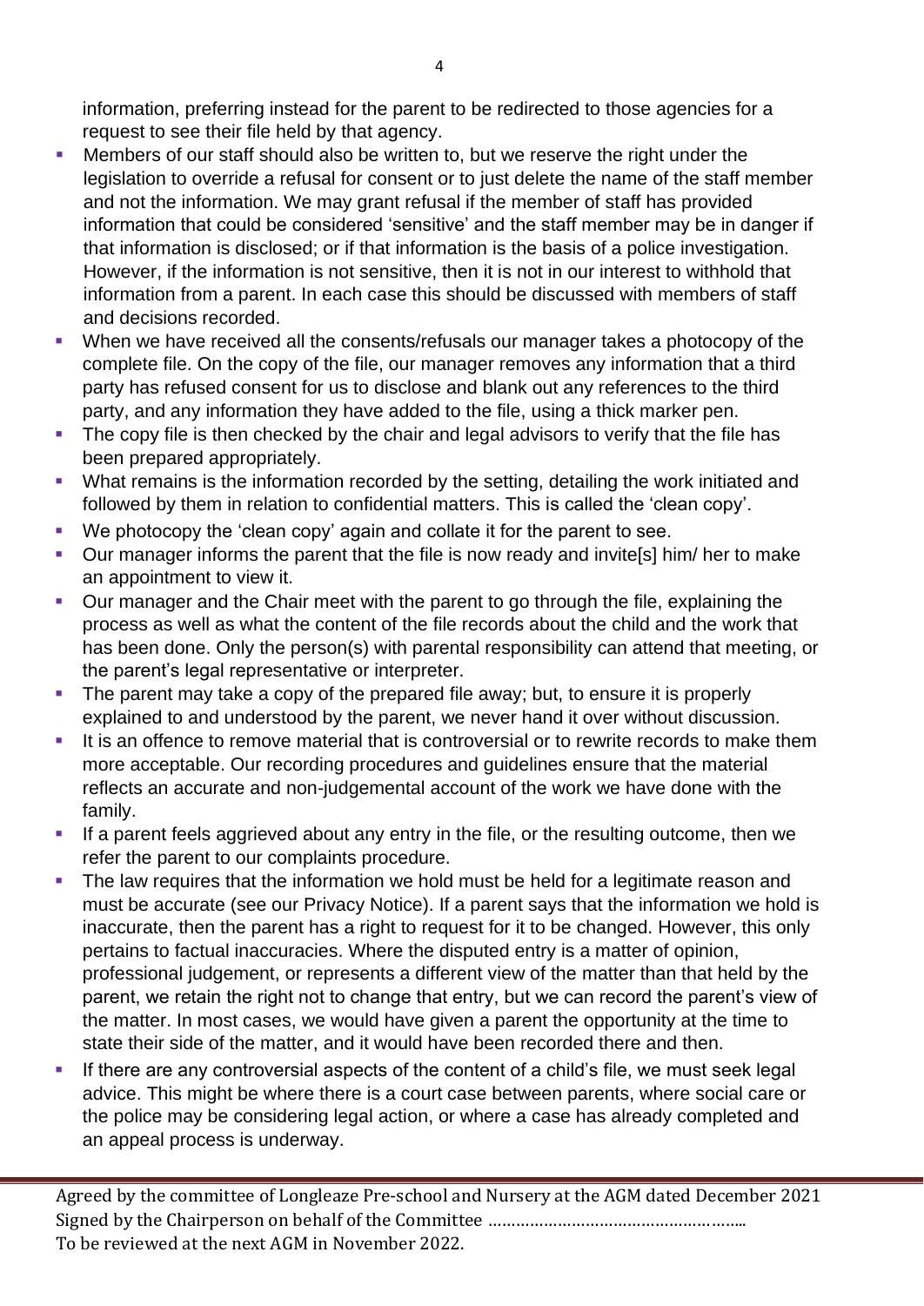information, preferring instead for the parent to be redirected to those agencies for a request to see their file held by that agency.

- Members of our staff should also be written to, but we reserve the right under the legislation to override a refusal for consent or to just delete the name of the staff member and not the information. We may grant refusal if the member of staff has provided information that could be considered 'sensitive' and the staff member may be in danger if that information is disclosed; or if that information is the basis of a police investigation. However, if the information is not sensitive, then it is not in our interest to withhold that information from a parent. In each case this should be discussed with members of staff and decisions recorded.
- When we have received all the consents/refusals our manager takes a photocopy of the complete file. On the copy of the file, our manager removes any information that a third party has refused consent for us to disclose and blank out any references to the third party, and any information they have added to the file, using a thick marker pen.
- The copy file is then checked by the chair and legal advisors to verify that the file has been prepared appropriately.
- What remains is the information recorded by the setting, detailing the work initiated and followed by them in relation to confidential matters. This is called the 'clean copy'.
- We photocopy the 'clean copy' again and collate it for the parent to see.
- Our manager informs the parent that the file is now ready and invite[s] him/ her to make an appointment to view it.
- Our manager and the Chair meet with the parent to go through the file, explaining the process as well as what the content of the file records about the child and the work that has been done. Only the person(s) with parental responsibility can attend that meeting, or the parent's legal representative or interpreter.
- The parent may take a copy of the prepared file away; but, to ensure it is properly explained to and understood by the parent, we never hand it over without discussion.
- It is an offence to remove material that is controversial or to rewrite records to make them more acceptable. Our recording procedures and guidelines ensure that the material reflects an accurate and non-judgemental account of the work we have done with the family.
- If a parent feels aggrieved about any entry in the file, or the resulting outcome, then we refer the parent to our complaints procedure.
- The law requires that the information we hold must be held for a legitimate reason and must be accurate (see our Privacy Notice). If a parent says that the information we hold is inaccurate, then the parent has a right to request for it to be changed. However, this only pertains to factual inaccuracies. Where the disputed entry is a matter of opinion, professional judgement, or represents a different view of the matter than that held by the parent, we retain the right not to change that entry, but we can record the parent's view of the matter. In most cases, we would have given a parent the opportunity at the time to state their side of the matter, and it would have been recorded there and then.
- If there are any controversial aspects of the content of a child's file, we must seek legal advice. This might be where there is a court case between parents, where social care or the police may be considering legal action, or where a case has already completed and an appeal process is underway.

Agreed by the committee of Longleaze Pre-school and Nursery at the AGM dated December 2021
Signed by the Chairperson on behalf of the Committee ……………………………………………..
To be reviewed at the next AGM in November 2022.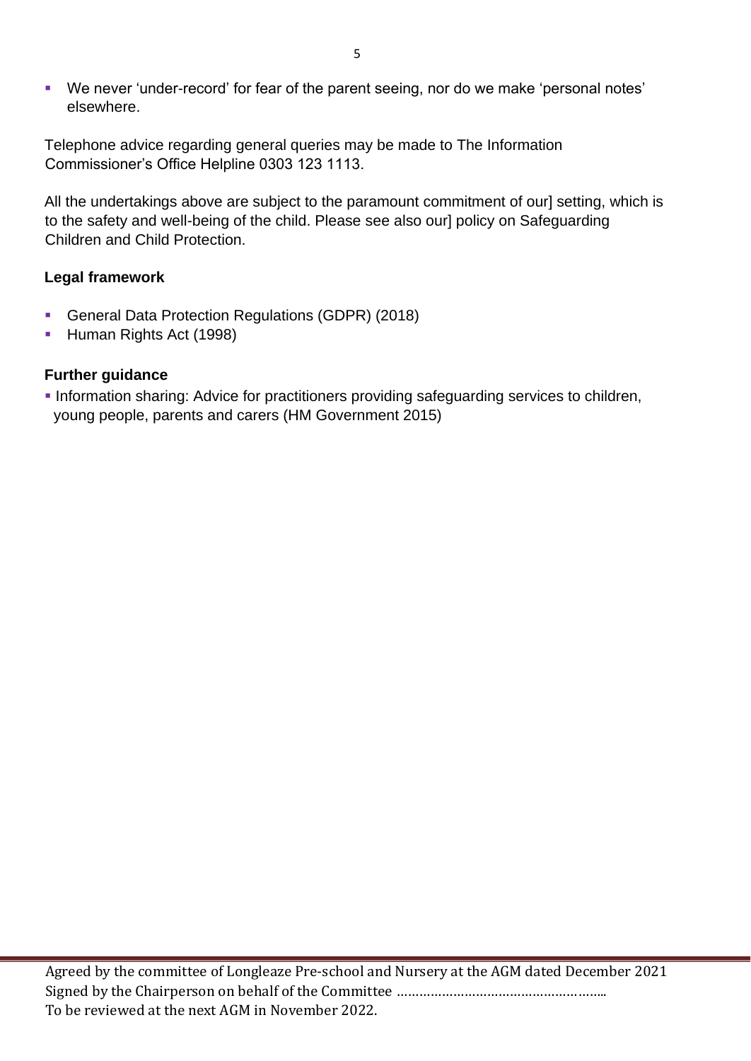- We never 'under-record' for fear of the parent seeing, nor do we make 'personal notes' elsewhere.

Telephone advice regarding general queries may be made to The Information Commissioner's Office Helpline 0303 123 1113.

All the undertakings above are subject to the paramount commitment of our] setting, which is to the safety and well-being of the child. Please see also our] policy on Safeguarding Children and Child Protection.

**Legal framework**

- General Data Protection Regulations (GDPR) (2018)
- Human Rights Act (1998)

**Further guidance**

- Information sharing: Advice for practitioners providing safeguarding services to children, young people, parents and carers (HM Government 2015)

Agreed by the committee of Longleaze Pre-school and Nursery at the AGM dated December 2021
Signed by the Chairperson on behalf of the Committee ………………………………………………..
To be reviewed at the next AGM in November 2022.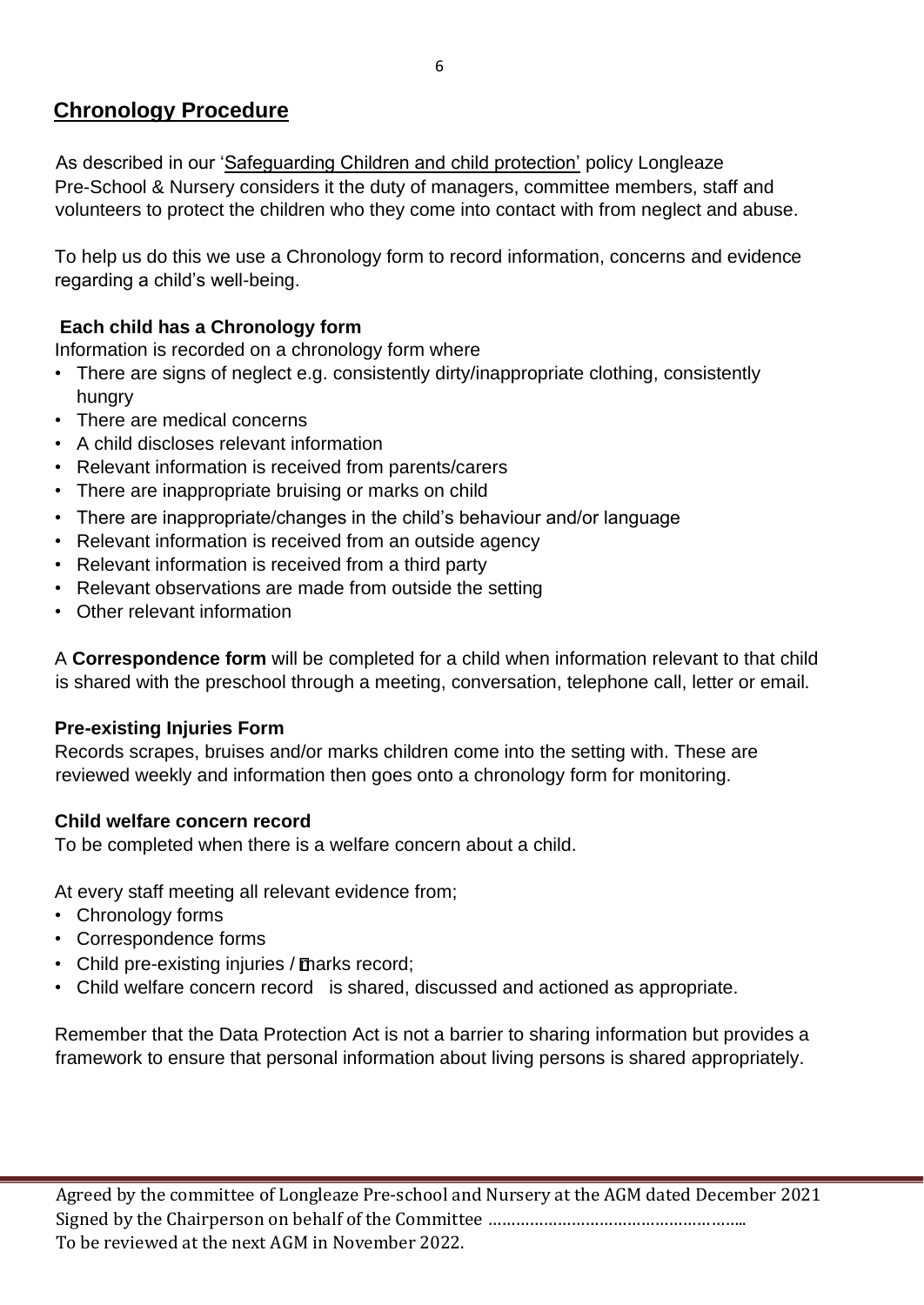## Chronology Procedure

As described in our 'Safeguarding Children and child protection' policy Longleaze Pre-School & Nursery considers it the duty of managers, committee members, staff and volunteers to protect the children who they come into contact with from neglect and abuse.

To help us do this we use a Chronology form to record information, concerns and evidence regarding a child's well-being.

**Each child has a Chronology form**

Information is recorded on a chronology form where

- There are signs of neglect e.g. consistently dirty/inappropriate clothing, consistently hungry
- There are medical concerns
- A child discloses relevant information
- Relevant information is received from parents/carers
- There are inappropriate bruising or marks on child
- There are inappropriate/changes in the child's behaviour and/or language
- Relevant information is received from an outside agency
- Relevant information is received from a third party
- Relevant observations are made from outside the setting
- Other relevant information

A **Correspondence form** will be completed for a child when information relevant to that child is shared with the preschool through a meeting, conversation, telephone call, letter or email.

**Pre-existing Injuries Form**

Records scrapes, bruises and/or marks children come into the setting with. These are reviewed weekly and information then goes onto a chronology form for monitoring.

**Child welfare concern record**

To be completed when there is a welfare concern about a child.

At every staff meeting all relevant evidence from;

- Chronology forms
- Correspondence forms
- Child pre-existing injuries / marks record;
- Child welfare concern record is shared, discussed and actioned as appropriate.

Remember that the Data Protection Act is not a barrier to sharing information but provides a framework to ensure that personal information about living persons is shared appropriately.

Agreed by the committee of Longleaze Pre-school and Nursery at the AGM dated December 2021
Signed by the Chairperson on behalf of the Committee ………………………………………………..
To be reviewed at the next AGM in November 2022.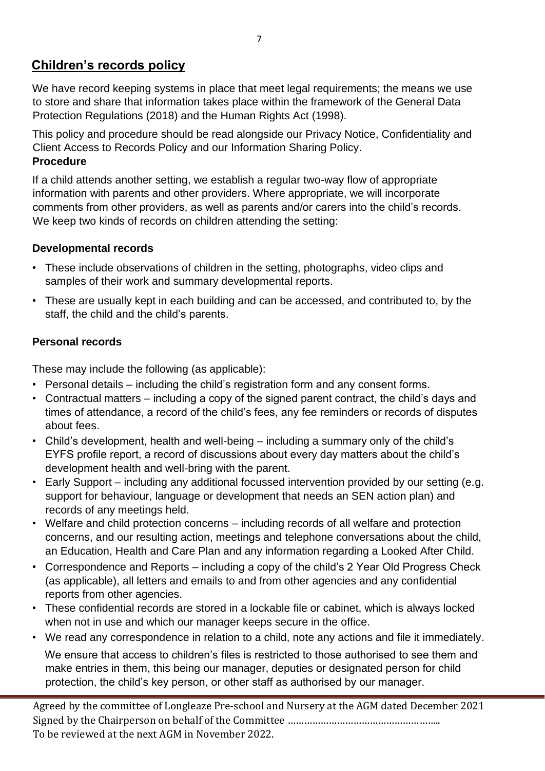## Children's records policy

We have record keeping systems in place that meet legal requirements; the means we use to store and share that information takes place within the framework of the General Data Protection Regulations (2018) and the Human Rights Act (1998).

This policy and procedure should be read alongside our Privacy Notice, Confidentiality and Client Access to Records Policy and our Information Sharing Policy.

**Procedure**

If a child attends another setting, we establish a regular two-way flow of appropriate information with parents and other providers. Where appropriate, we will incorporate comments from other providers, as well as parents and/or carers into the child's records. We keep two kinds of records on children attending the setting:

**Developmental records**

- These include observations of children in the setting, photographs, video clips and samples of their work and summary developmental reports.
- These are usually kept in each building and can be accessed, and contributed to, by the staff, the child and the child's parents.

**Personal records**

These may include the following (as applicable):

- Personal details – including the child's registration form and any consent forms.
- Contractual matters – including a copy of the signed parent contract, the child's days and times of attendance, a record of the child's fees, any fee reminders or records of disputes about fees.
- Child's development, health and well-being – including a summary only of the child's EYFS profile report, a record of discussions about every day matters about the child's development health and well-bring with the parent.
- Early Support – including any additional focussed intervention provided by our setting (e.g. support for behaviour, language or development that needs an SEN action plan) and records of any meetings held.
- Welfare and child protection concerns – including records of all welfare and protection concerns, and our resulting action, meetings and telephone conversations about the child, an Education, Health and Care Plan and any information regarding a Looked After Child.
- Correspondence and Reports – including a copy of the child's 2 Year Old Progress Check (as applicable), all letters and emails to and from other agencies and any confidential reports from other agencies.
- These confidential records are stored in a lockable file or cabinet, which is always locked when not in use and which our manager keeps secure in the office.
- We read any correspondence in relation to a child, note any actions and file it immediately.

We ensure that access to children's files is restricted to those authorised to see them and make entries in them, this being our manager, deputies or designated person for child protection, the child's key person, or other staff as authorised by our manager.

Agreed by the committee of Longleaze Pre-school and Nursery at the AGM dated December 2021
Signed by the Chairperson on behalf of the Committee ………………………………………………..
To be reviewed at the next AGM in November 2022.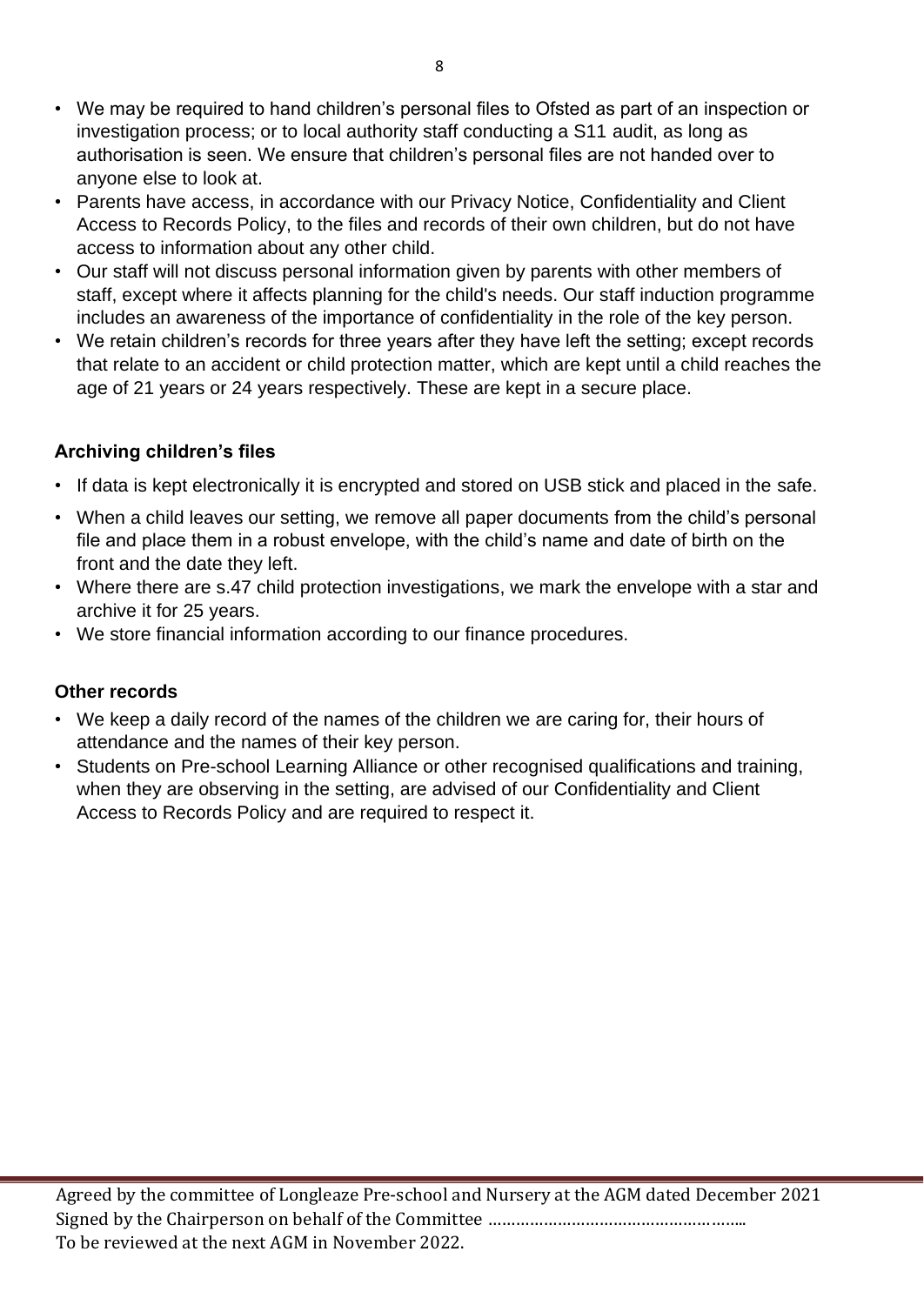- We may be required to hand children's personal files to Ofsted as part of an inspection or investigation process; or to local authority staff conducting a S11 audit, as long as authorisation is seen. We ensure that children's personal files are not handed over to anyone else to look at.
- Parents have access, in accordance with our Privacy Notice, Confidentiality and Client Access to Records Policy, to the files and records of their own children, but do not have access to information about any other child.
- Our staff will not discuss personal information given by parents with other members of staff, except where it affects planning for the child's needs. Our staff induction programme includes an awareness of the importance of confidentiality in the role of the key person.
- We retain children's records for three years after they have left the setting; except records that relate to an accident or child protection matter, which are kept until a child reaches the age of 21 years or 24 years respectively. These are kept in a secure place.

**Archiving children's files**

- If data is kept electronically it is encrypted and stored on USB stick and placed in the safe.
- When a child leaves our setting, we remove all paper documents from the child's personal file and place them in a robust envelope, with the child's name and date of birth on the front and the date they left.
- Where there are s.47 child protection investigations, we mark the envelope with a star and archive it for 25 years.
- We store financial information according to our finance procedures.

**Other records**

- We keep a daily record of the names of the children we are caring for, their hours of attendance and the names of their key person.
- Students on Pre-school Learning Alliance or other recognised qualifications and training, when they are observing in the setting, are advised of our Confidentiality and Client Access to Records Policy and are required to respect it.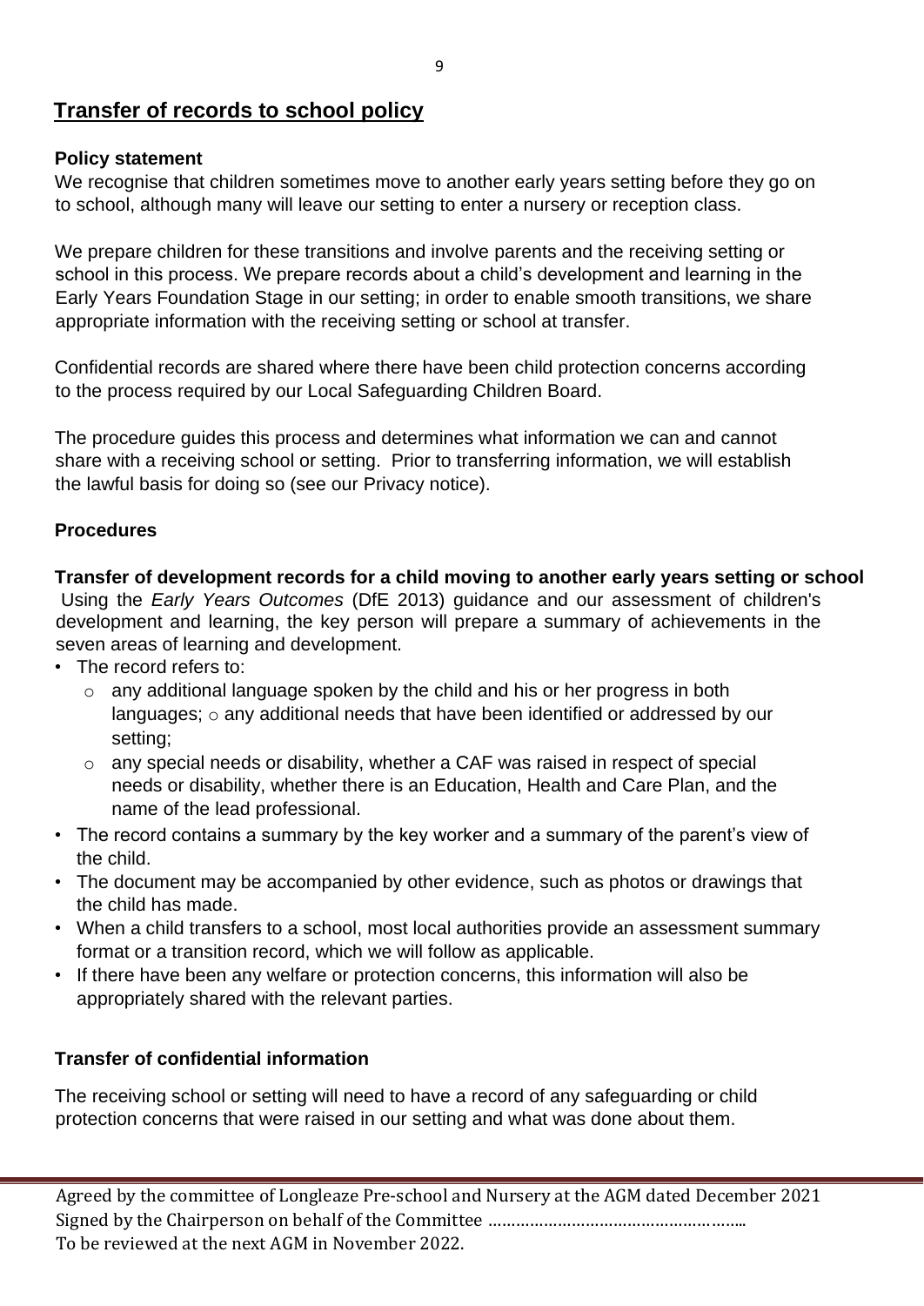## Transfer of records to school policy

**Policy statement**

We recognise that children sometimes move to another early years setting before they go on to school, although many will leave our setting to enter a nursery or reception class.

We prepare children for these transitions and involve parents and the receiving setting or school in this process. We prepare records about a child's development and learning in the Early Years Foundation Stage in our setting; in order to enable smooth transitions, we share appropriate information with the receiving setting or school at transfer.

Confidential records are shared where there have been child protection concerns according to the process required by our Local Safeguarding Children Board.

The procedure guides this process and determines what information we can and cannot share with a receiving school or setting. Prior to transferring information, we will establish the lawful basis for doing so (see our Privacy notice).

**Procedures**

**Transfer of development records for a child moving to another early years setting or school**

Using the *Early Years Outcomes* (DfE 2013) guidance and our assessment of children's development and learning, the key person will prepare a summary of achievements in the seven areas of learning and development.

- The record refers to:
  - any additional language spoken by the child and his or her progress in both languages;
  - any additional needs that have been identified or addressed by our setting;
  - any special needs or disability, whether a CAF was raised in respect of special needs or disability, whether there is an Education, Health and Care Plan, and the name of the lead professional.
- The record contains a summary by the key worker and a summary of the parent's view of the child.
- The document may be accompanied by other evidence, such as photos or drawings that the child has made.
- When a child transfers to a school, most local authorities provide an assessment summary format or a transition record, which we will follow as applicable.
- If there have been any welfare or protection concerns, this information will also be appropriately shared with the relevant parties.

**Transfer of confidential information**

The receiving school or setting will need to have a record of any safeguarding or child protection concerns that were raised in our setting and what was done about them.

Agreed by the committee of Longleaze Pre-school and Nursery at the AGM dated December 2021
Signed by the Chairperson on behalf of the Committee ………………………………………………..
To be reviewed at the next AGM in November 2022.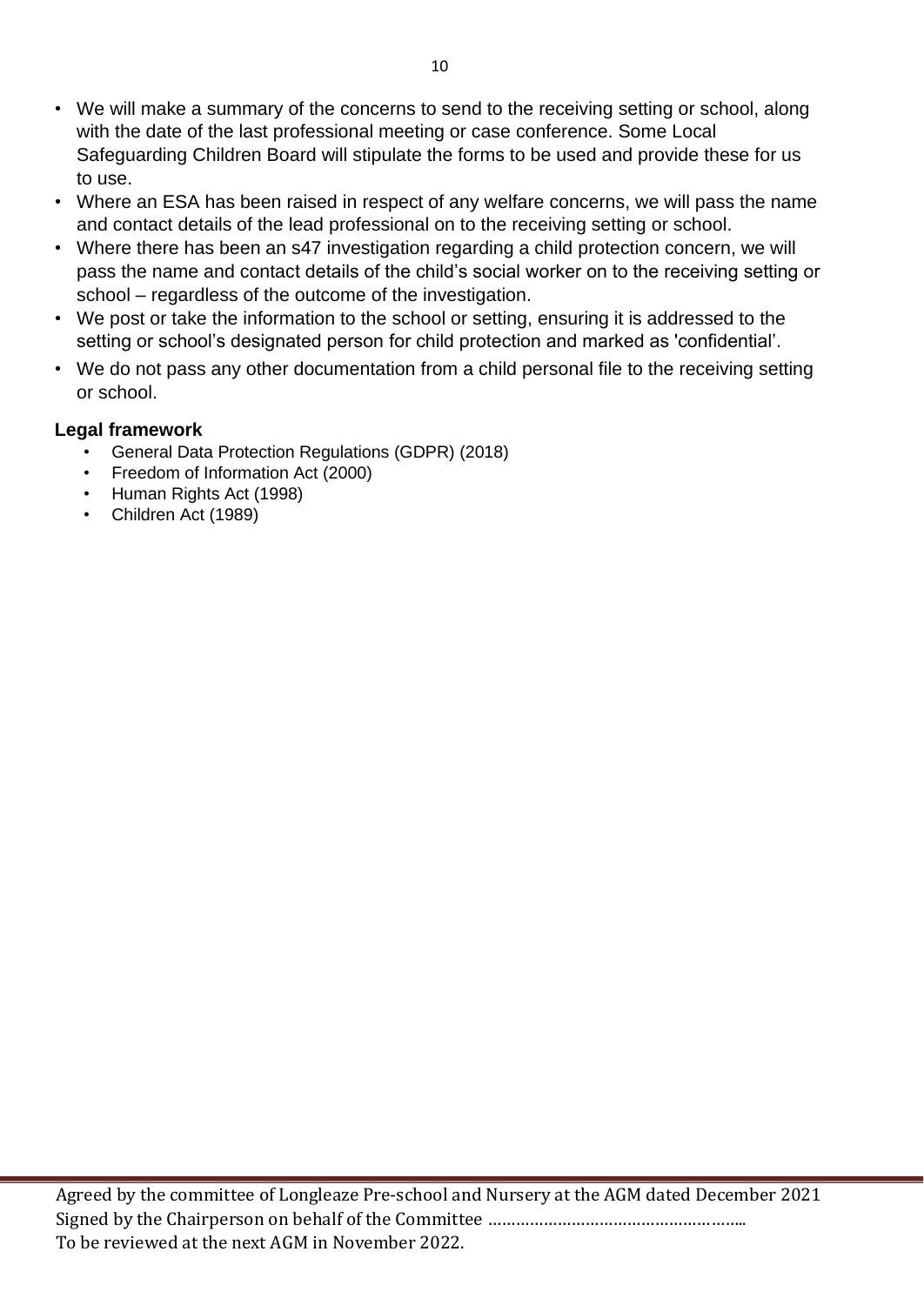- We will make a summary of the concerns to send to the receiving setting or school, along with the date of the last professional meeting or case conference. Some Local Safeguarding Children Board will stipulate the forms to be used and provide these for us to use.
- Where an ESA has been raised in respect of any welfare concerns, we will pass the name and contact details of the lead professional on to the receiving setting or school.
- Where there has been an s47 investigation regarding a child protection concern, we will pass the name and contact details of the child's social worker on to the receiving setting or school – regardless of the outcome of the investigation.
- We post or take the information to the school or setting, ensuring it is addressed to the setting or school's designated person for child protection and marked as 'confidential'.
- We do not pass any other documentation from a child personal file to the receiving setting or school.

**Legal framework**

- General Data Protection Regulations (GDPR) (2018)
- Freedom of Information Act (2000)
- Human Rights Act (1998)
- Children Act (1989)

Agreed by the committee of Longleaze Pre-school and Nursery at the AGM dated December 2021
Signed by the Chairperson on behalf of the Committee ……………………………………………..
To be reviewed at the next AGM in November 2022.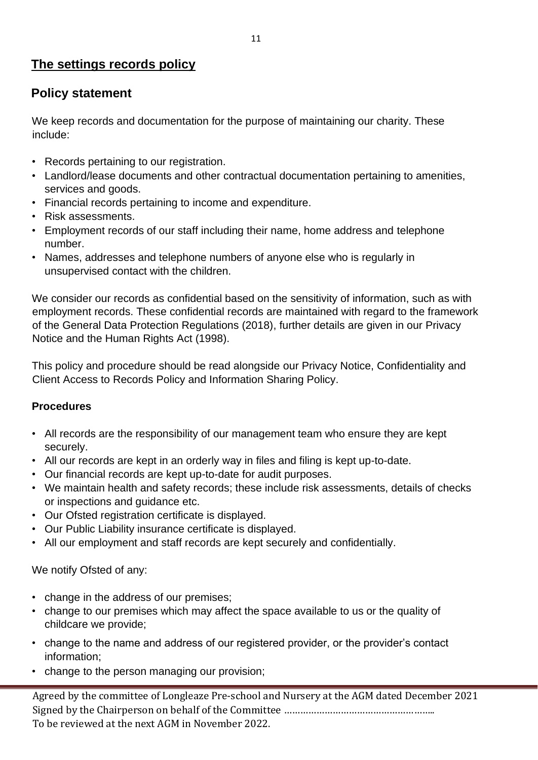## The settings records policy

## Policy statement

We keep records and documentation for the purpose of maintaining our charity. These include:

- Records pertaining to our registration.
- Landlord/lease documents and other contractual documentation pertaining to amenities, services and goods.
- Financial records pertaining to income and expenditure.
- Risk assessments.
- Employment records of our staff including their name, home address and telephone number.
- Names, addresses and telephone numbers of anyone else who is regularly in unsupervised contact with the children.

We consider our records as confidential based on the sensitivity of information, such as with employment records. These confidential records are maintained with regard to the framework of the General Data Protection Regulations (2018), further details are given in our Privacy Notice and the Human Rights Act (1998).

This policy and procedure should be read alongside our Privacy Notice, Confidentiality and Client Access to Records Policy and Information Sharing Policy.

**Procedures**

- All records are the responsibility of our management team who ensure they are kept securely.
- All our records are kept in an orderly way in files and filing is kept up-to-date.
- Our financial records are kept up-to-date for audit purposes.
- We maintain health and safety records; these include risk assessments, details of checks or inspections and guidance etc.
- Our Ofsted registration certificate is displayed.
- Our Public Liability insurance certificate is displayed.
- All our employment and staff records are kept securely and confidentially.

We notify Ofsted of any:

- change in the address of our premises;
- change to our premises which may affect the space available to us or the quality of childcare we provide;
- change to the name and address of our registered provider, or the provider's contact information;
- change to the person managing our provision;

Agreed by the committee of Longleaze Pre-school and Nursery at the AGM dated December 2021
Signed by the Chairperson on behalf of the Committee ………………………………………………..
To be reviewed at the next AGM in November 2022.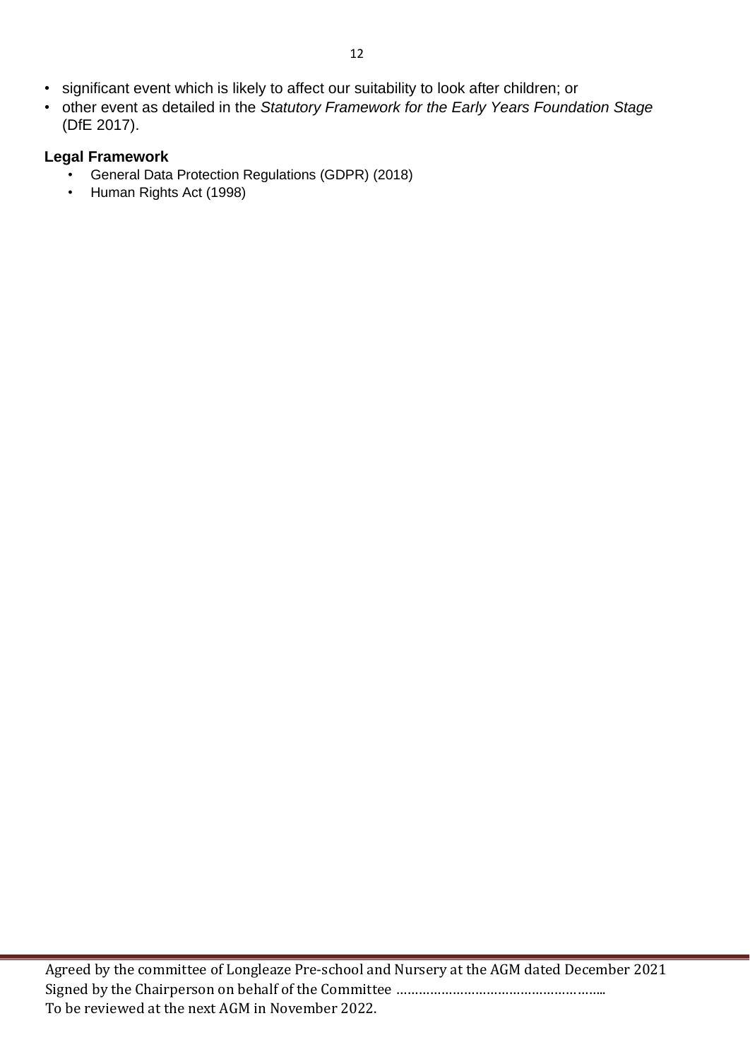- significant event which is likely to affect our suitability to look after children; or
- other event as detailed in the *Statutory Framework for the Early Years Foundation Stage* (DfE 2017).

**Legal Framework**

- General Data Protection Regulations (GDPR) (2018)
- Human Rights Act (1998)

Agreed by the committee of Longleaze Pre-school and Nursery at the AGM dated December 2021
Signed by the Chairperson on behalf of the Committee ………………………………………………..
To be reviewed at the next AGM in November 2022.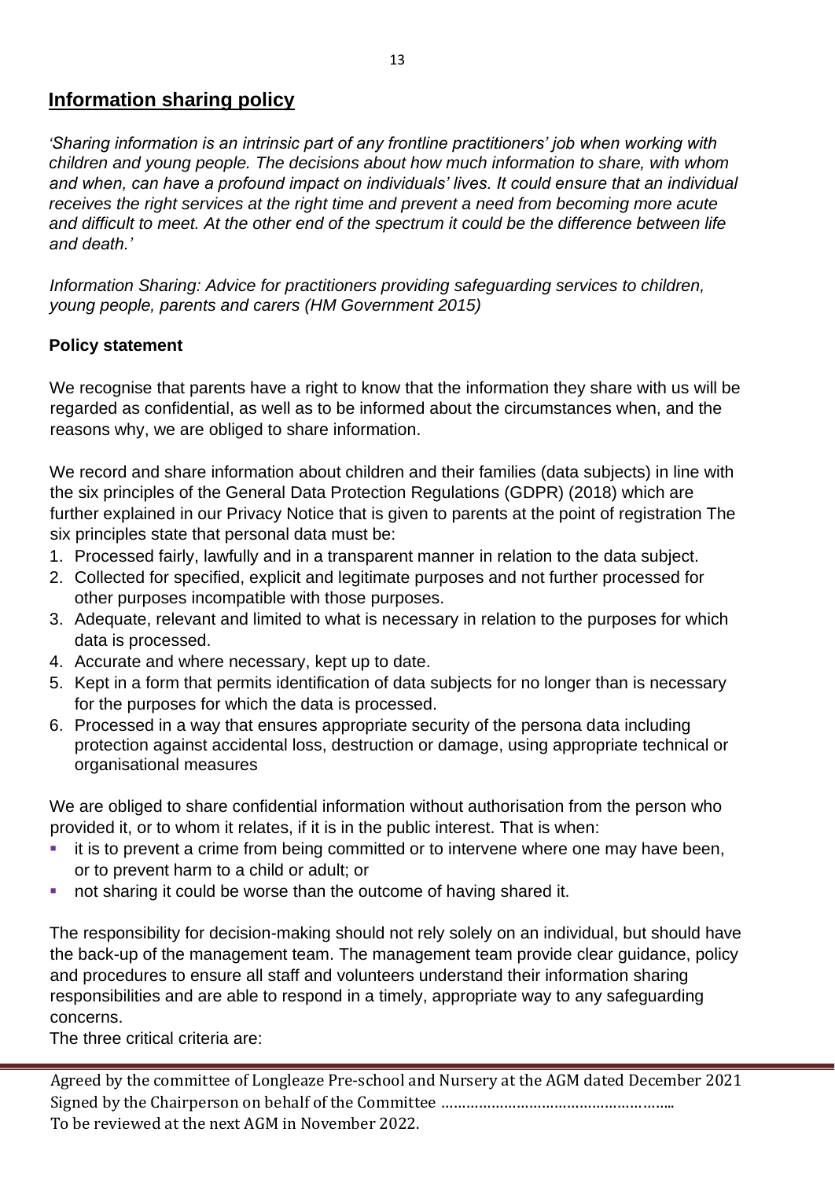## Information sharing policy

*'Sharing information is an intrinsic part of any frontline practitioners' job when working with children and young people. The decisions about how much information to share, with whom and when, can have a profound impact on individuals' lives. It could ensure that an individual receives the right services at the right time and prevent a need from becoming more acute and difficult to meet. At the other end of the spectrum it could be the difference between life and death.'*

*Information Sharing: Advice for practitioners providing safeguarding services to children, young people, parents and carers (HM Government 2015)*

### Policy statement

We recognise that parents have a right to know that the information they share with us will be regarded as confidential, as well as to be informed about the circumstances when, and the reasons why, we are obliged to share information.

We record and share information about children and their families (data subjects) in line with the six principles of the General Data Protection Regulations (GDPR) (2018) which are further explained in our Privacy Notice that is given to parents at the point of registration The six principles state that personal data must be:

1. Processed fairly, lawfully and in a transparent manner in relation to the data subject.
2. Collected for specified, explicit and legitimate purposes and not further processed for other purposes incompatible with those purposes.
3. Adequate, relevant and limited to what is necessary in relation to the purposes for which data is processed.
4. Accurate and where necessary, kept up to date.
5. Kept in a form that permits identification of data subjects for no longer than is necessary for the purposes for which the data is processed.
6. Processed in a way that ensures appropriate security of the persona data including protection against accidental loss, destruction or damage, using appropriate technical or organisational measures

We are obliged to share confidential information without authorisation from the person who provided it, or to whom it relates, if it is in the public interest. That is when:

- it is to prevent a crime from being committed or to intervene where one may have been, or to prevent harm to a child or adult; or
- not sharing it could be worse than the outcome of having shared it.

The responsibility for decision-making should not rely solely on an individual, but should have the back-up of the management team. The management team provide clear guidance, policy and procedures to ensure all staff and volunteers understand their information sharing responsibilities and are able to respond in a timely, appropriate way to any safeguarding concerns.

The three critical criteria are:

Agreed by the committee of Longleaze Pre-school and Nursery at the AGM dated December 2021
Signed by the Chairperson on behalf of the Committee ………………………………………………..
To be reviewed at the next AGM in November 2022.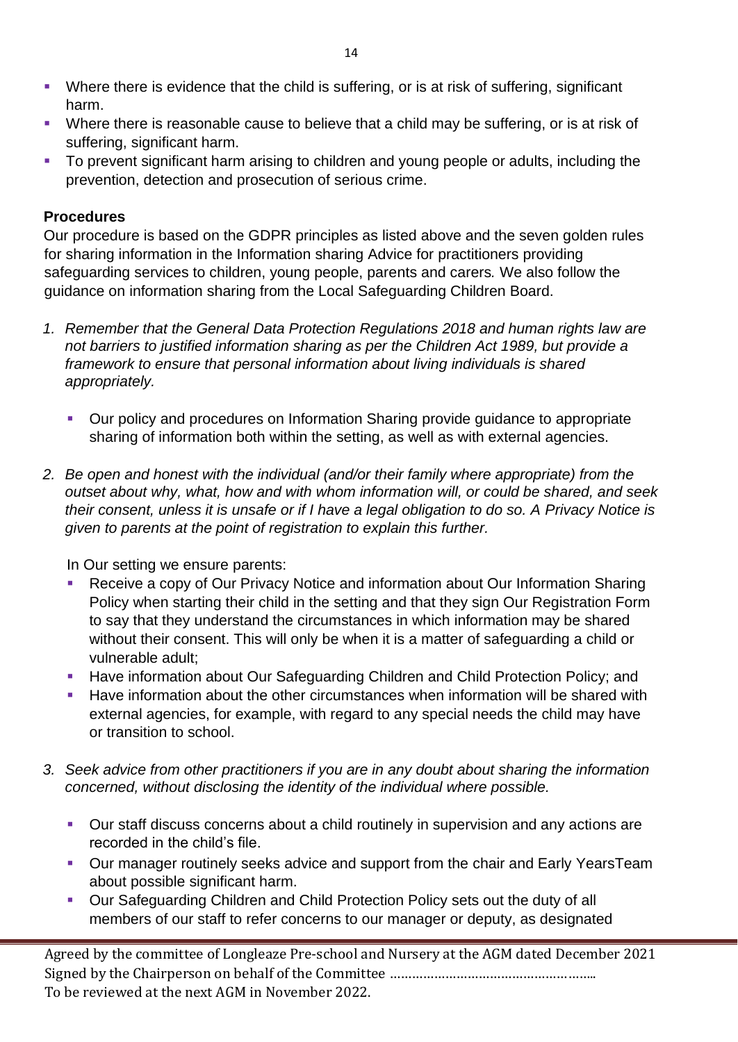- Where there is evidence that the child is suffering, or is at risk of suffering, significant harm.
- Where there is reasonable cause to believe that a child may be suffering, or is at risk of suffering, significant harm.
- To prevent significant harm arising to children and young people or adults, including the prevention, detection and prosecution of serious crime.

**Procedures**

Our procedure is based on the GDPR principles as listed above and the seven golden rules for sharing information in the Information sharing Advice for practitioners providing safeguarding services to children, young people, parents and carers*.* We also follow the guidance on information sharing from the Local Safeguarding Children Board.

1. *Remember that the General Data Protection Regulations 2018 and human rights law are not barriers to justified information sharing as per the Children Act 1989, but provide a framework to ensure that personal information about living individuals is shared appropriately.*

   - Our policy and procedures on Information Sharing provide guidance to appropriate sharing of information both within the setting, as well as with external agencies.

2. *Be open and honest with the individual (and/or their family where appropriate) from the outset about why, what, how and with whom information will, or could be shared, and seek their consent, unless it is unsafe or if I have a legal obligation to do so. A Privacy Notice is given to parents at the point of registration to explain this further.*

   In Our setting we ensure parents:

   - Receive a copy of Our Privacy Notice and information about Our Information Sharing Policy when starting their child in the setting and that they sign Our Registration Form to say that they understand the circumstances in which information may be shared without their consent. This will only be when it is a matter of safeguarding a child or vulnerable adult;
   - Have information about Our Safeguarding Children and Child Protection Policy; and
   - Have information about the other circumstances when information will be shared with external agencies, for example, with regard to any special needs the child may have or transition to school.

3. *Seek advice from other practitioners if you are in any doubt about sharing the information concerned, without disclosing the identity of the individual where possible.*

   - Our staff discuss concerns about a child routinely in supervision and any actions are recorded in the child's file.
   - Our manager routinely seeks advice and support from the chair and Early YearsTeam about possible significant harm.
   - Our Safeguarding Children and Child Protection Policy sets out the duty of all members of our staff to refer concerns to our manager or deputy, as designated

Agreed by the committee of Longleaze Pre-school and Nursery at the AGM dated December 2021
Signed by the Chairperson on behalf of the Committee ………………………………………………..
To be reviewed at the next AGM in November 2022.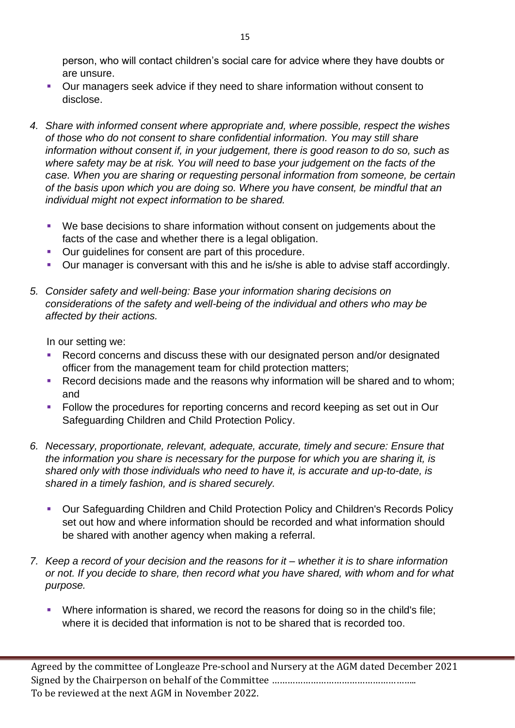person, who will contact children's social care for advice where they have doubts or are unsure.
- Our managers seek advice if they need to share information without consent to disclose.

4. *Share with informed consent where appropriate and, where possible, respect the wishes of those who do not consent to share confidential information. You may still share information without consent if, in your judgement, there is good reason to do so, such as where safety may be at risk. You will need to base your judgement on the facts of the case. When you are sharing or requesting personal information from someone, be certain of the basis upon which you are doing so. Where you have consent, be mindful that an individual might not expect information to be shared.*

   - We base decisions to share information without consent on judgements about the facts of the case and whether there is a legal obligation.
   - Our guidelines for consent are part of this procedure.
   - Our manager is conversant with this and he is/she is able to advise staff accordingly.

5. *Consider safety and well-being: Base your information sharing decisions on considerations of the safety and well-being of the individual and others who may be affected by their actions.*

   In our setting we:
   - Record concerns and discuss these with our designated person and/or designated officer from the management team for child protection matters;
   - Record decisions made and the reasons why information will be shared and to whom; and
   - Follow the procedures for reporting concerns and record keeping as set out in Our Safeguarding Children and Child Protection Policy.

6. *Necessary, proportionate, relevant, adequate, accurate, timely and secure: Ensure that the information you share is necessary for the purpose for which you are sharing it, is shared only with those individuals who need to have it, is accurate and up-to-date, is shared in a timely fashion, and is shared securely.*

   - Our Safeguarding Children and Child Protection Policy and Children's Records Policy set out how and where information should be recorded and what information should be shared with another agency when making a referral.

7. *Keep a record of your decision and the reasons for it – whether it is to share information or not. If you decide to share, then record what you have shared, with whom and for what purpose.*

   - Where information is shared, we record the reasons for doing so in the child's file; where it is decided that information is not to be shared that is recorded too.

Agreed by the committee of Longleaze Pre-school and Nursery at the AGM dated December 2021
Signed by the Chairperson on behalf of the Committee ………………………………………………..
To be reviewed at the next AGM in November 2022.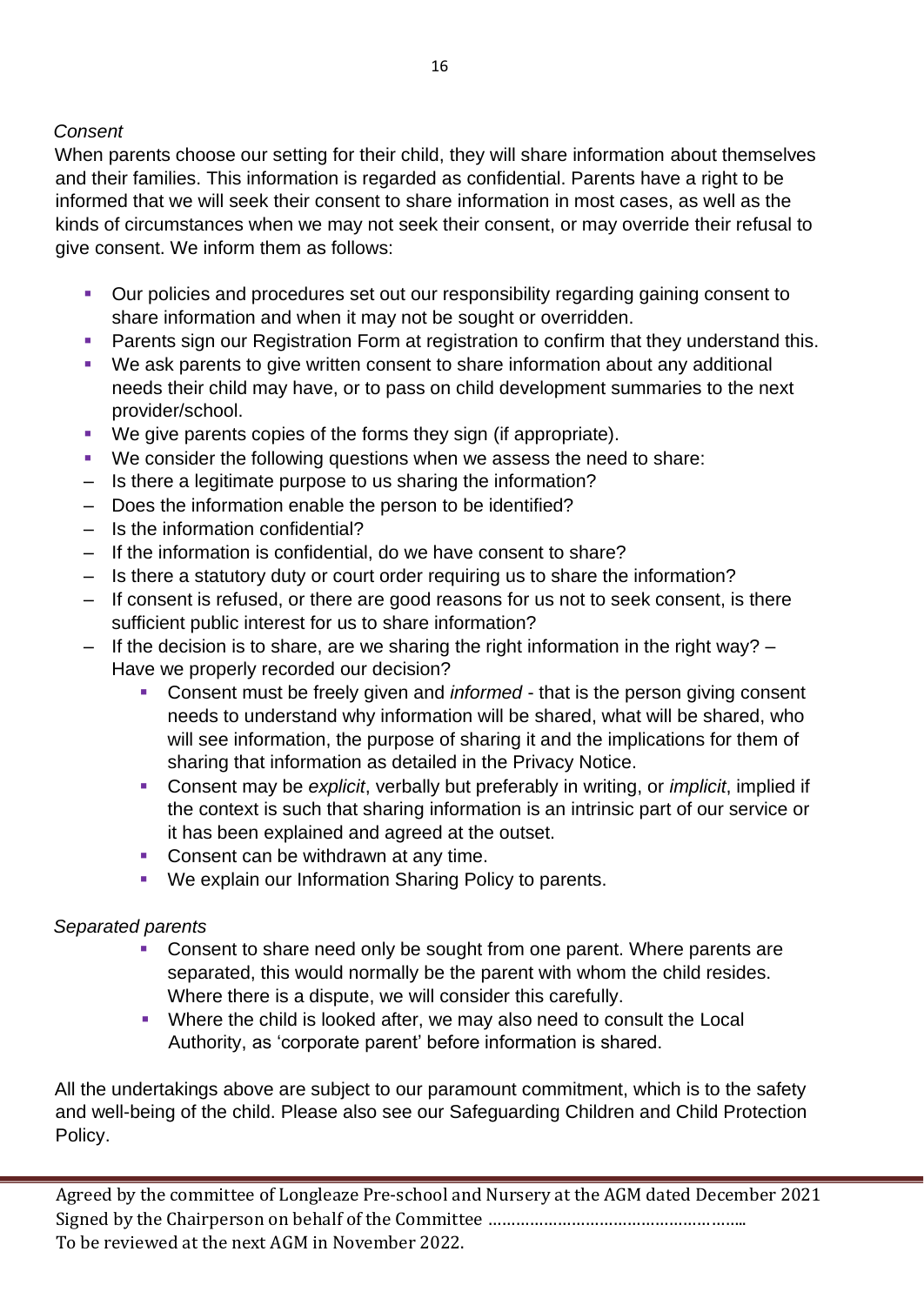*Consent*

When parents choose our setting for their child, they will share information about themselves and their families. This information is regarded as confidential. Parents have a right to be informed that we will seek their consent to share information in most cases, as well as the kinds of circumstances when we may not seek their consent, or may override their refusal to give consent. We inform them as follows:

- Our policies and procedures set out our responsibility regarding gaining consent to share information and when it may not be sought or overridden.
- Parents sign our Registration Form at registration to confirm that they understand this.
- We ask parents to give written consent to share information about any additional needs their child may have, or to pass on child development summaries to the next provider/school.
- We give parents copies of the forms they sign (if appropriate).
- We consider the following questions when we assess the need to share:
- – Is there a legitimate purpose to us sharing the information?
- – Does the information enable the person to be identified?
- – Is the information confidential?
- – If the information is confidential, do we have consent to share?
- – Is there a statutory duty or court order requiring us to share the information?
- – If consent is refused, or there are good reasons for us not to seek consent, is there sufficient public interest for us to share information?
- – If the decision is to share, are we sharing the right information in the right way? – Have we properly recorded our decision?
    - Consent must be freely given and *informed* - that is the person giving consent needs to understand why information will be shared, what will be shared, who will see information, the purpose of sharing it and the implications for them of sharing that information as detailed in the Privacy Notice.
    - Consent may be *explicit*, verbally but preferably in writing, or *implicit*, implied if the context is such that sharing information is an intrinsic part of our service or it has been explained and agreed at the outset.
    - Consent can be withdrawn at any time.
    - We explain our Information Sharing Policy to parents.

*Separated parents*

- Consent to share need only be sought from one parent. Where parents are separated, this would normally be the parent with whom the child resides. Where there is a dispute, we will consider this carefully.
- Where the child is looked after, we may also need to consult the Local Authority, as 'corporate parent' before information is shared.

All the undertakings above are subject to our paramount commitment, which is to the safety and well-being of the child. Please also see our Safeguarding Children and Child Protection Policy.

Agreed by the committee of Longleaze Pre-school and Nursery at the AGM dated December 2021
Signed by the Chairperson on behalf of the Committee ……………………………………………..
To be reviewed at the next AGM in November 2022.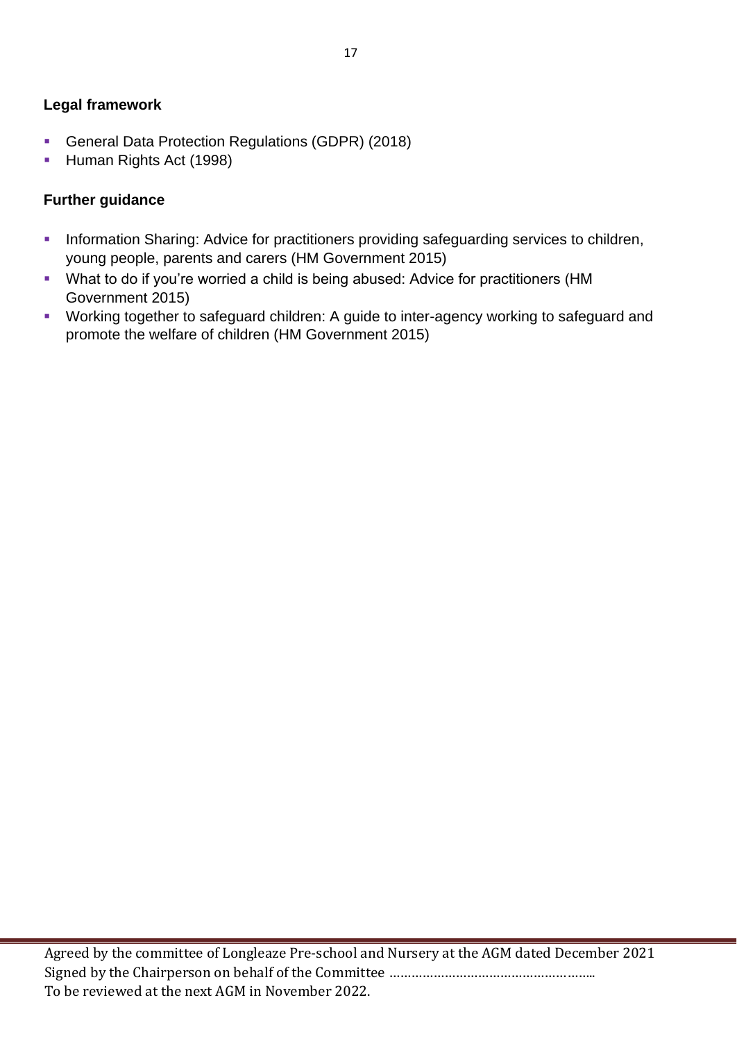**Legal framework**

- General Data Protection Regulations (GDPR) (2018)
- Human Rights Act (1998)

**Further guidance**

- Information Sharing: Advice for practitioners providing safeguarding services to children, young people, parents and carers (HM Government 2015)
- What to do if you're worried a child is being abused: Advice for practitioners (HM Government 2015)
- Working together to safeguard children: A guide to inter-agency working to safeguard and promote the welfare of children (HM Government 2015)

Agreed by the committee of Longleaze Pre-school and Nursery at the AGM dated December 2021
Signed by the Chairperson on behalf of the Committee ……………………………………………..
To be reviewed at the next AGM in November 2022.